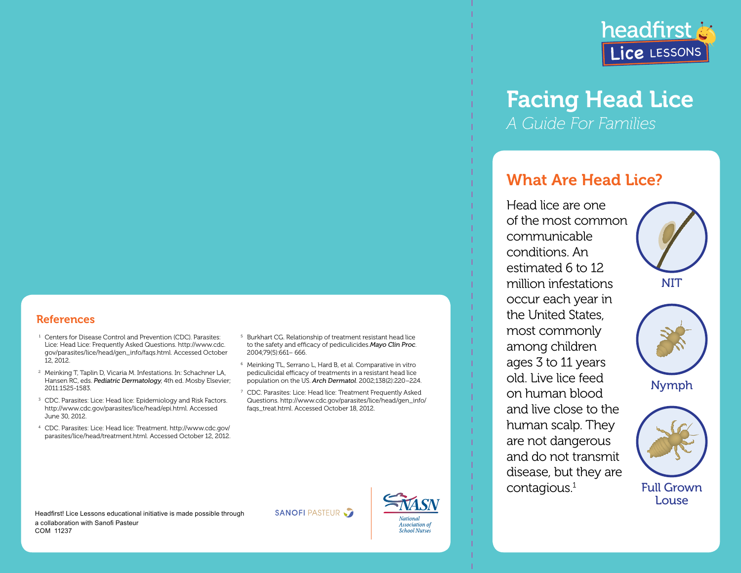headfirst Lice LESSONS

# Facing Head Lice

*A Guide For Families*

## What Are Head Lice?

Head lice are one of the most common communicable conditions. An estimated 6 to 12 million infestations occur each year in the United States, most commonly among children ages 3 to 11 years old. Live lice feed on human blood and live close to the human scalp. They are not dangerous and do not transmit disease, but they are contagious.[1]

NIT

Nymph

Full Grown Louse

## References

1. Centers for Disease Control and Prevention (CDC). Parasites: Lice: Head Lice: Frequently Asked Questions. http://www.cdc.gov/parasites/lice/head/gen_info/faqs.html. Accessed October 12, 2012.
2. Meinking T, Taplin D, Vicaria M. Infestations. In: Schachner LA, Hansen RC, eds. ***Pediatric Dermatology***, 4th ed. Mosby Elsevier; 2011:1525-1583.
3. CDC. Parasites: Lice: Head lice: Epidemiology and Risk Factors. http://www.cdc.gov/parasites/lice/head/epi.html. Accessed June 30, 2012.
4. CDC. Parasites: Lice: Head lice: Treatment. http://www.cdc.gov/parasites/lice/head/treatment.html. Accessed October 12, 2012.
5. Burkhart CG. Relationship of treatment resistant head lice to the safety and efficacy of pediculicides.***Mayo Clin Proc***. 2004;79(5):661– 666.
6. Meinking TL, Serrano L, Hard B, et al. Comparative in vitro pediculicidal efficacy of treatments in a resistant head lice population on the US. ***Arch Dermatol***. 2002;138(2):220–224.
7. CDC. Parasites: Lice: Head lice: Treatment Frequently Asked Questions. http://www.cdc.gov/parasites/lice/head/gen_info/faqs_treat.html. Accessed October 18, 2012.

Headfirst! Lice Lessons educational initiative is made possible through a collaboration with Sanofi Pasteur
COM 11237

SANOFI PASTEUR

NASN National Association of School Nurses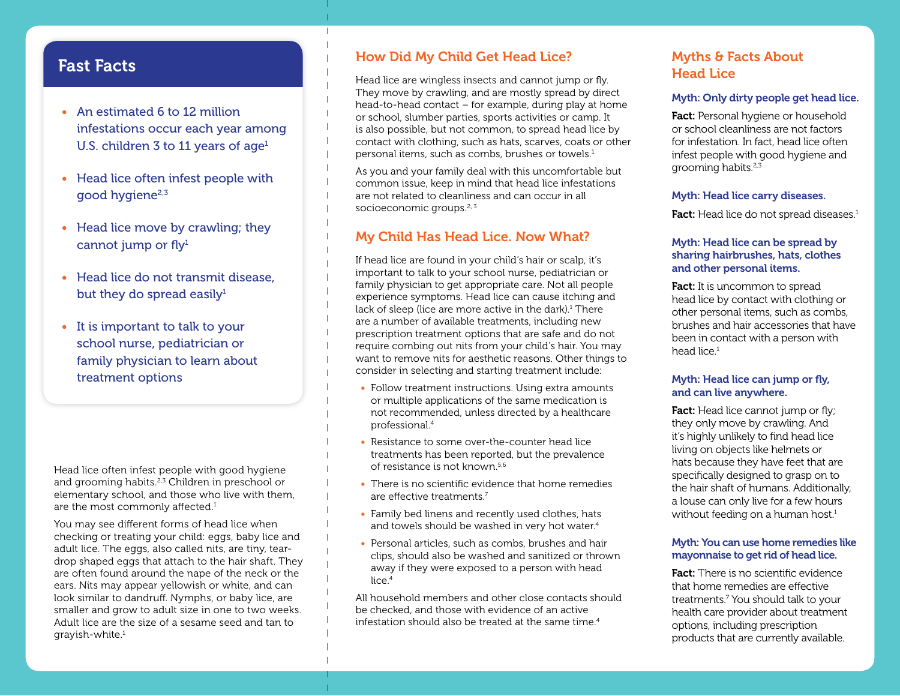## Fast Facts

- An estimated 6 to 12 million infestations occur each year among U.S. children 3 to 11 years of age[1]
- Head lice often infest people with good hygiene[2,3]
- Head lice move by crawling; they cannot jump or fly[1]
- Head lice do not transmit disease, but they do spread easily[1]
- It is important to talk to your school nurse, pediatrician or family physician to learn about treatment options

Head lice often infest people with good hygiene and grooming habits.[2,3] Children in preschool or elementary school, and those who live with them, are the most commonly affected.[1]

You may see different forms of head lice when checking or treating your child: eggs, baby lice and adult lice. The eggs, also called nits, are tiny, tear-drop shaped eggs that attach to the hair shaft. They are often found around the nape of the neck or the ears. Nits may appear yellowish or white, and can look similar to dandruff. Nymphs, or baby lice, are smaller and grow to adult size in one to two weeks. Adult lice are the size of a sesame seed and tan to grayish-white.[1]

## How Did My Child Get Head Lice?

Head lice are wingless insects and cannot jump or fly. They move by crawling, and are mostly spread by direct head-to-head contact – for example, during play at home or school, slumber parties, sports activities or camp. It is also possible, but not common, to spread head lice by contact with clothing, such as hats, scarves, coats or other personal items, such as combs, brushes or towels.[1]

As you and your family deal with this uncomfortable but common issue, keep in mind that head lice infestations are not related to cleanliness and can occur in all socioeconomic groups.[2, 3]

## My Child Has Head Lice. Now What?

If head lice are found in your child's hair or scalp, it's important to talk to your school nurse, pediatrician or family physician to get appropriate care. Not all people experience symptoms. Head lice can cause itching and lack of sleep (lice are more active in the dark).[1] There are a number of available treatments, including new prescription treatment options that are safe and do not require combing out nits from your child's hair. You may want to remove nits for aesthetic reasons. Other things to consider in selecting and starting treatment include:

- Follow treatment instructions. Using extra amounts or multiple applications of the same medication is not recommended, unless directed by a healthcare professional.[4]
- Resistance to some over-the-counter head lice treatments has been reported, but the prevalence of resistance is not known.[5,6]
- There is no scientific evidence that home remedies are effective treatments.[7]
- Family bed linens and recently used clothes, hats and towels should be washed in very hot water.[4]
- Personal articles, such as combs, brushes and hair clips, should also be washed and sanitized or thrown away if they were exposed to a person with head lice.[4]

All household members and other close contacts should be checked, and those with evidence of an active infestation should also be treated at the same time.[4]

## Myths & Facts About Head Lice

**Myth: Only dirty people get head lice.**

**Fact:** Personal hygiene or household or school cleanliness are not factors for infestation. In fact, head lice often infest people with good hygiene and grooming habits.[2,3]

**Myth: Head lice carry diseases.**

**Fact:** Head lice do not spread diseases.[1]

**Myth: Head lice can be spread by sharing hairbrushes, hats, clothes and other personal items.**

**Fact:** It is uncommon to spread head lice by contact with clothing or other personal items, such as combs, brushes and hair accessories that have been in contact with a person with head lice.[1]

**Myth: Head lice can jump or fly, and can live anywhere.**

**Fact:** Head lice cannot jump or fly; they only move by crawling. And it's highly unlikely to find head lice living on objects like helmets or hats because they have feet that are specifically designed to grasp on to the hair shaft of humans. Additionally, a louse can only live for a few hours without feeding on a human host.[1]

**Myth: You can use home remedies like mayonnaise to get rid of head lice.**

**Fact:** There is no scientific evidence that home remedies are effective treatments.[7] You should talk to your health care provider about treatment options, including prescription products that are currently available.